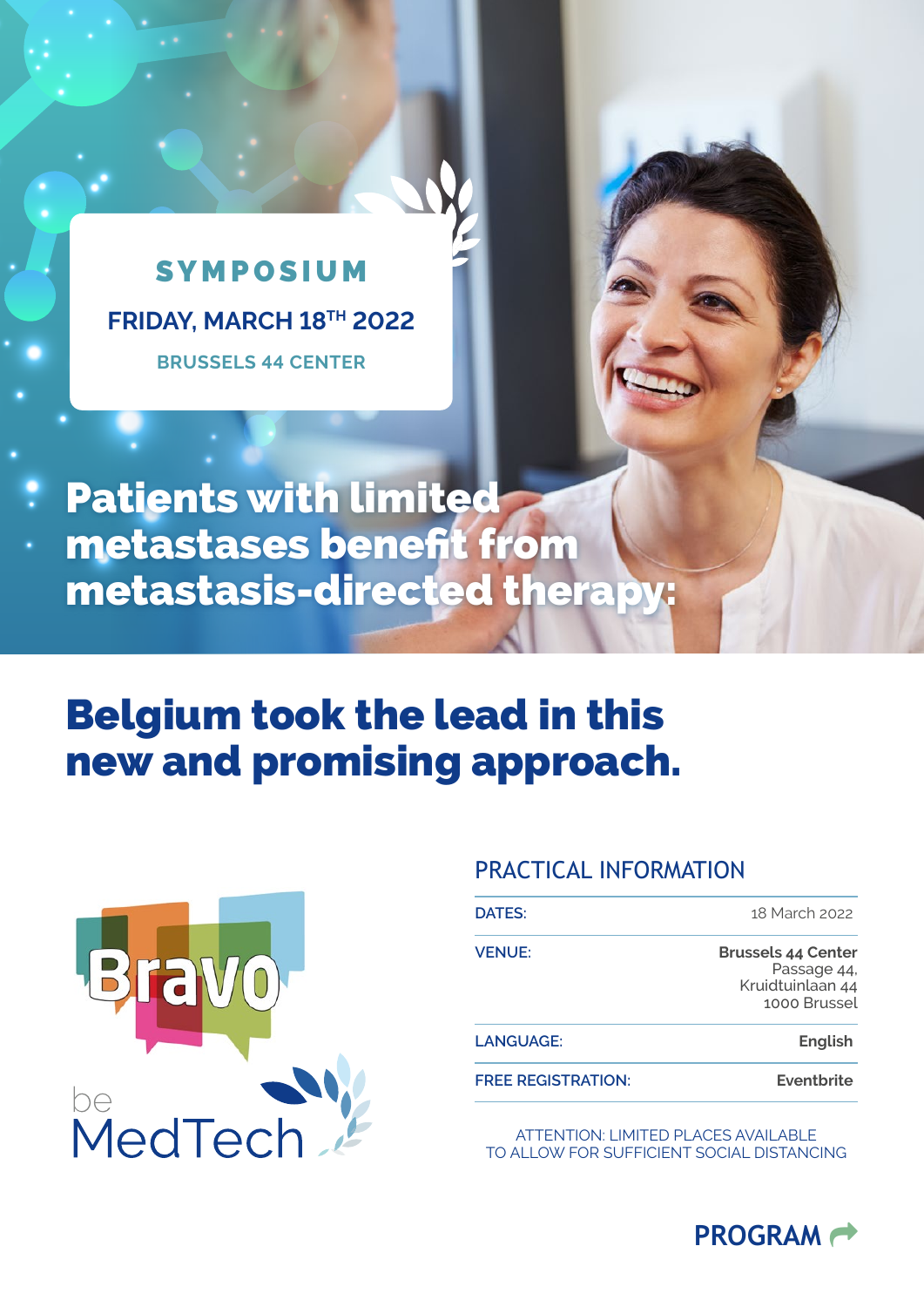## SYMPOSIUM

**FRIDAY, MARCH 18TH 2022**

**BRUSSELS 44 CENTER**

# Patients with limited metastases benefit from metastasis-directed therapy:

# Belgium took the lead in this new and promising approach.

Bravo

be MedTech

## PRACTICAL INFORMATION

| | |
|---|---|
| DATES: | 18 March 2022 |
| VENUE: | **Brussels 44 Center** Passage 44, Kruidtuinlaan 44 1000 Brussel |
| LANGUAGE: | **English** |
| FREE REGISTRATION: | **Eventbrite** |

ATTENTION: LIMITED PLACES AVAILABLE TO ALLOW FOR SUFFICIENT SOCIAL DISTANCING

**PROGRAM**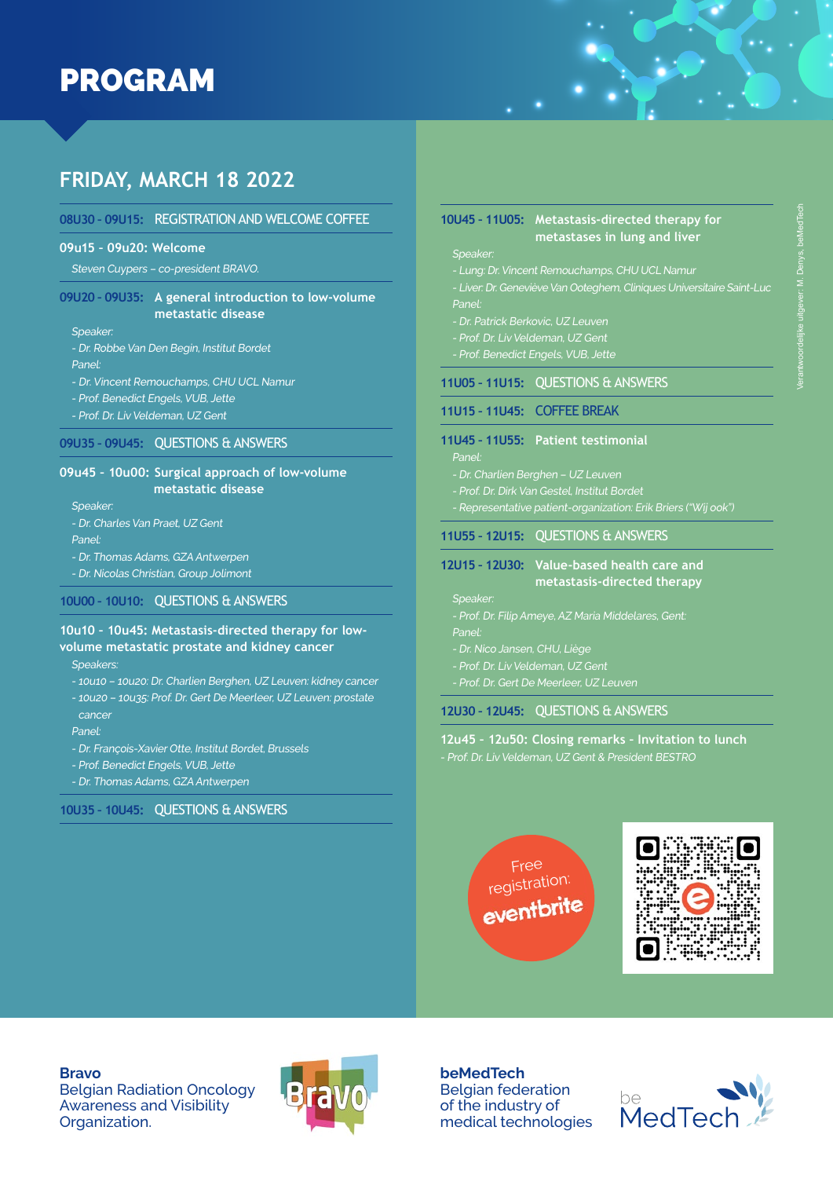# PROGRAM

## FRIDAY, MARCH 18 2022

**08U30 - 09U15: REGISTRATION AND WELCOME COFFEE**

**09u15 - 09u20: Welcome**

*Steven Cuypers – co-president BRAVO.*

**09U20 - 09U35: A general introduction to low-volume metastatic disease**

*Speaker:*
- *Dr. Robbe Van Den Begin, Institut Bordet*

*Panel:*
- *Dr. Vincent Remouchamps, CHU UCL Namur*
- *Prof. Benedict Engels, VUB, Jette*
- *Prof. Dr. Liv Veldeman, UZ Gent*

**09U35 - 09U45: QUESTIONS & ANSWERS**

**09u45 - 10u00: Surgical approach of low-volume metastatic disease**

*Speaker:*
- *Dr. Charles Van Praet, UZ Gent*

*Panel:*
- *Dr. Thomas Adams, GZA Antwerpen*
- *Dr. Nicolas Christian, Group Jolimont*

**10U00 - 10U10: QUESTIONS & ANSWERS**

**10u10 - 10u45: Metastasis-directed therapy for low-volume metastatic prostate and kidney cancer**

*Speakers:*
- *10u10 – 10u20: Dr. Charlien Berghen, UZ Leuven: kidney cancer*
- *10u20 – 10u35: Prof. Dr. Gert De Meerleer, UZ Leuven: prostate cancer*

*Panel:*
- *Dr. François-Xavier Otte, Institut Bordet, Brussels*
- *Prof. Benedict Engels, VUB, Jette*
- *Dr. Thomas Adams, GZA Antwerpen*

**10U35 - 10U45: QUESTIONS & ANSWERS**

**10U45 - 11U05: Metastasis-directed therapy for metastases in lung and liver**

*Speaker:*
- *Lung: Dr. Vincent Remouchamps, CHU UCL Namur*
- *Liver: Dr. Geneviève Van Ooteghem, Cliniques Universitaire Saint-Luc*

*Panel:*
- *Dr. Patrick Berkovic, UZ Leuven*
- *Prof. Dr. Liv Veldeman, UZ Gent*
- *Prof. Benedict Engels, VUB, Jette*

**11U05 - 11U15: QUESTIONS & ANSWERS**

**11U15 - 11U45: COFFEE BREAK**

**11U45 - 11U55: Patient testimonial**

*Panel:*
- *Dr. Charlien Berghen – UZ Leuven*
- *Prof. Dr. Dirk Van Gestel, Institut Bordet*
- *Representative patient-organization: Erik Briers ("Wij ook")*

**11U55 - 12U15: QUESTIONS & ANSWERS**

**12U15 - 12U30: Value-based health care and metastasis-directed therapy**

*Speaker:*
- *Prof. Dr. Filip Ameye, AZ Maria Middelares, Gent:*

*Panel:*
- *Dr. Nico Jansen, CHU, Liège*
- *Prof. Dr. Liv Veldeman, UZ Gent*
- *Prof. Dr. Gert De Meerleer, UZ Leuven*

**12U30 - 12U45: QUESTIONS & ANSWERS**

**12u45 - 12u50: Closing remarks - Invitation to lunch**

*- Prof. Dr. Liv Veldeman, UZ Gent & President BESTRO*

Free registration: eventbrite

Verantwoordelijke uitgever: M. Denys, beMedTech

**Bravo**
Belgian Radiation Oncology Awareness and Visibility Organization.

**beMedTech**
Belgian federation of the industry of medical technologies